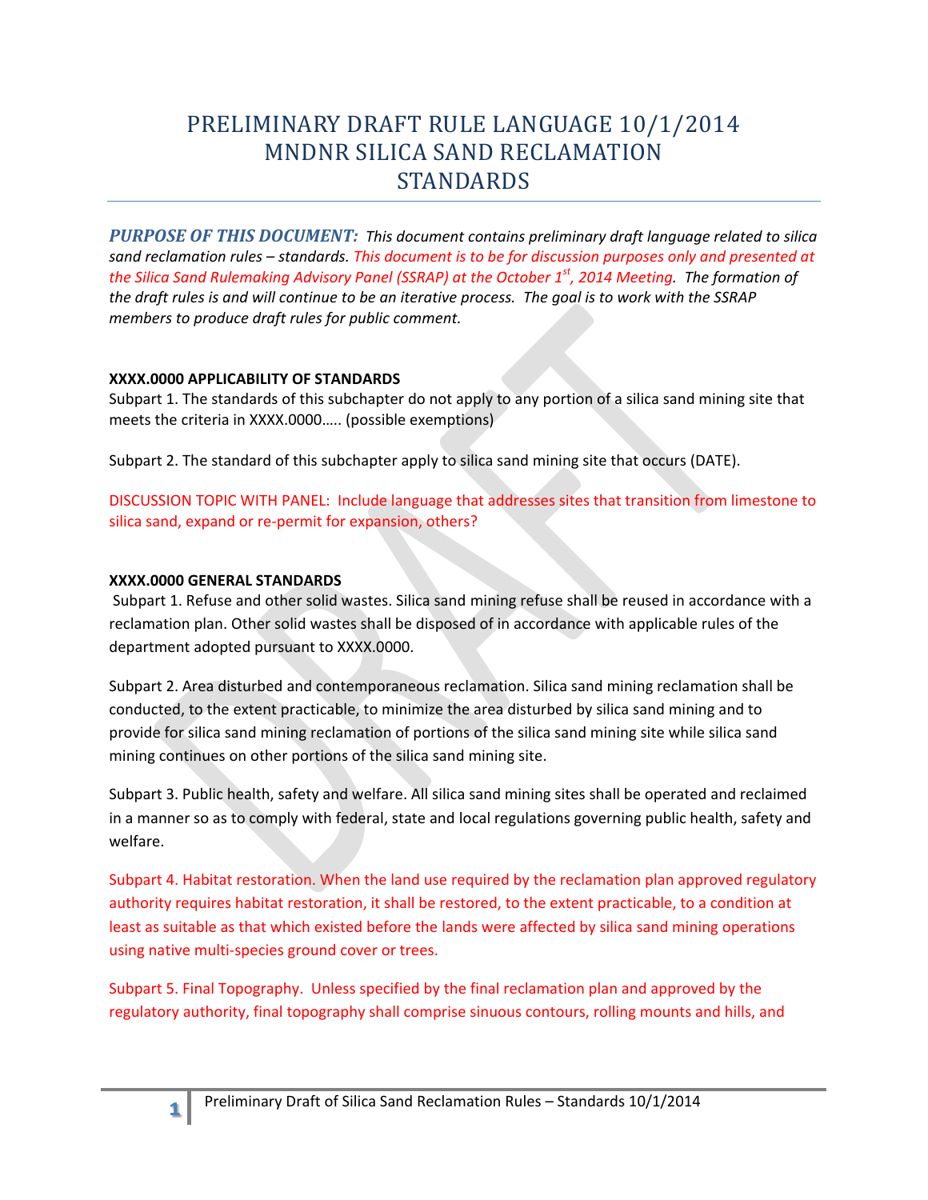# PRELIMINARY DRAFT RULE LANGUAGE 10/1/2014 MNDNR SILICA SAND RECLAMATION STANDARDS

***PURPOSE OF THIS DOCUMENT:*** *This document contains preliminary draft language related to silica sand reclamation rules – standards. This document is to be for discussion purposes only and presented at the Silica Sand Rulemaking Advisory Panel (SSRAP) at the October 1st, 2014 Meeting. The formation of the draft rules is and will continue to be an iterative process. The goal is to work with the SSRAP members to produce draft rules for public comment.*

**XXXX.0000 APPLICABILITY OF STANDARDS**

Subpart 1. The standards of this subchapter do not apply to any portion of a silica sand mining site that meets the criteria in XXXX.0000….. (possible exemptions)

Subpart 2. The standard of this subchapter apply to silica sand mining site that occurs (DATE).

DISCUSSION TOPIC WITH PANEL: Include language that addresses sites that transition from limestone to silica sand, expand or re-permit for expansion, others?

**XXXX.0000 GENERAL STANDARDS**

Subpart 1. Refuse and other solid wastes. Silica sand mining refuse shall be reused in accordance with a reclamation plan. Other solid wastes shall be disposed of in accordance with applicable rules of the department adopted pursuant to XXXX.0000.

Subpart 2. Area disturbed and contemporaneous reclamation. Silica sand mining reclamation shall be conducted, to the extent practicable, to minimize the area disturbed by silica sand mining and to provide for silica sand mining reclamation of portions of the silica sand mining site while silica sand mining continues on other portions of the silica sand mining site.

Subpart 3. Public health, safety and welfare. All silica sand mining sites shall be operated and reclaimed in a manner so as to comply with federal, state and local regulations governing public health, safety and welfare.

Subpart 4. Habitat restoration. When the land use required by the reclamation plan approved regulatory authority requires habitat restoration, it shall be restored, to the extent practicable, to a condition at least as suitable as that which existed before the lands were affected by silica sand mining operations using native multi-species ground cover or trees.

Subpart 5. Final Topography. Unless specified by the final reclamation plan and approved by the regulatory authority, final topography shall comprise sinuous contours, rolling mounts and hills, and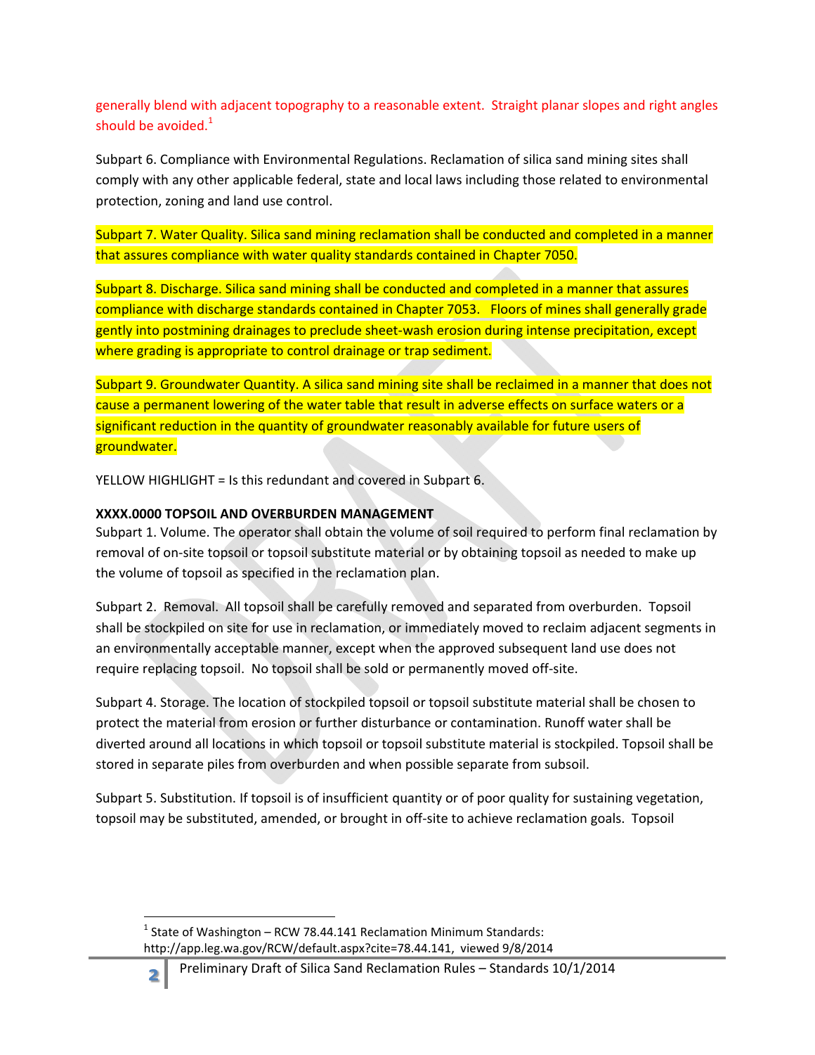generally blend with adjacent topography to a reasonable extent. Straight planar slopes and right angles should be avoided.[1]

Subpart 6. Compliance with Environmental Regulations. Reclamation of silica sand mining sites shall comply with any other applicable federal, state and local laws including those related to environmental protection, zoning and land use control.

Subpart 7. Water Quality. Silica sand mining reclamation shall be conducted and completed in a manner that assures compliance with water quality standards contained in Chapter 7050.

Subpart 8. Discharge. Silica sand mining shall be conducted and completed in a manner that assures compliance with discharge standards contained in Chapter 7053. Floors of mines shall generally grade gently into postmining drainages to preclude sheet-wash erosion during intense precipitation, except where grading is appropriate to control drainage or trap sediment.

Subpart 9. Groundwater Quantity. A silica sand mining site shall be reclaimed in a manner that does not cause a permanent lowering of the water table that result in adverse effects on surface waters or a significant reduction in the quantity of groundwater reasonably available for future users of groundwater.

YELLOW HIGHLIGHT = Is this redundant and covered in Subpart 6.

**XXXX.0000 TOPSOIL AND OVERBURDEN MANAGEMENT**

Subpart 1. Volume. The operator shall obtain the volume of soil required to perform final reclamation by removal of on-site topsoil or topsoil substitute material or by obtaining topsoil as needed to make up the volume of topsoil as specified in the reclamation plan.

Subpart 2. Removal. All topsoil shall be carefully removed and separated from overburden. Topsoil shall be stockpiled on site for use in reclamation, or immediately moved to reclaim adjacent segments in an environmentally acceptable manner, except when the approved subsequent land use does not require replacing topsoil. No topsoil shall be sold or permanently moved off-site.

Subpart 4. Storage. The location of stockpiled topsoil or topsoil substitute material shall be chosen to protect the material from erosion or further disturbance or contamination. Runoff water shall be diverted around all locations in which topsoil or topsoil substitute material is stockpiled. Topsoil shall be stored in separate piles from overburden and when possible separate from subsoil.

Subpart 5. Substitution. If topsoil is of insufficient quantity or of poor quality for sustaining vegetation, topsoil may be substituted, amended, or brought in off-site to achieve reclamation goals. Topsoil

[1] State of Washington – RCW 78.44.141 Reclamation Minimum Standards: http://app.leg.wa.gov/RCW/default.aspx?cite=78.44.141, viewed 9/8/2014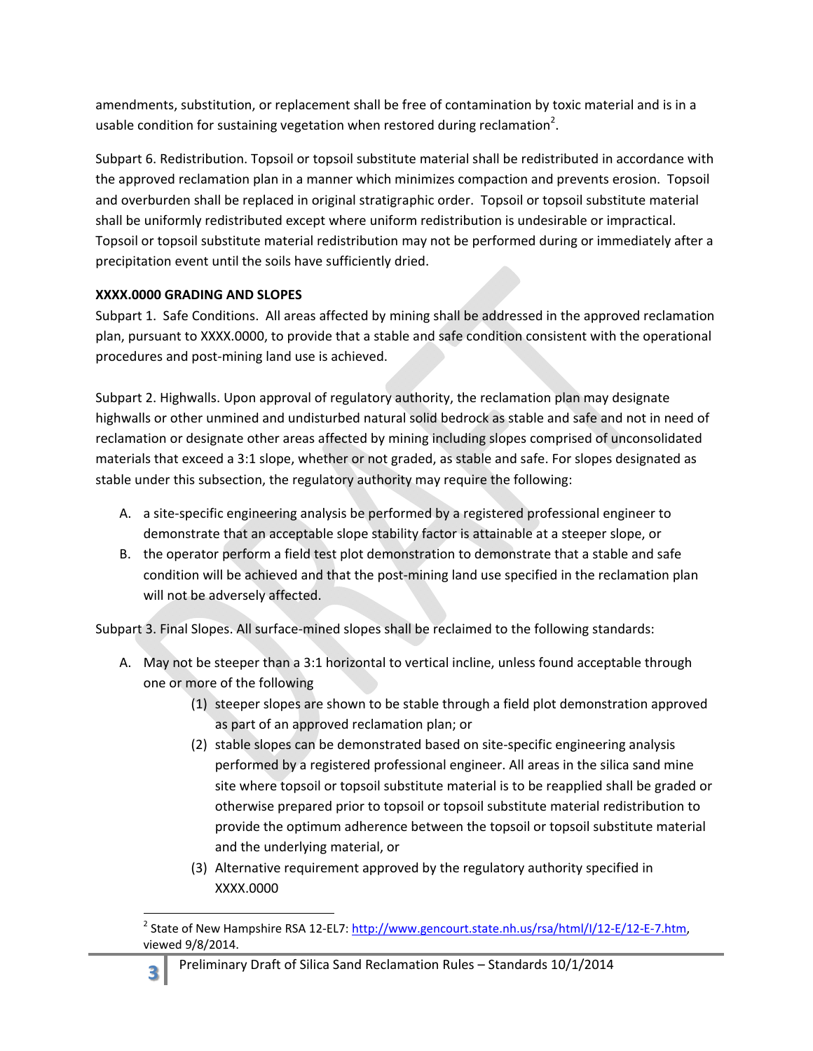amendments, substitution, or replacement shall be free of contamination by toxic material and is in a usable condition for sustaining vegetation when restored during reclamation[2].

Subpart 6. Redistribution. Topsoil or topsoil substitute material shall be redistributed in accordance with the approved reclamation plan in a manner which minimizes compaction and prevents erosion. Topsoil and overburden shall be replaced in original stratigraphic order. Topsoil or topsoil substitute material shall be uniformly redistributed except where uniform redistribution is undesirable or impractical. Topsoil or topsoil substitute material redistribution may not be performed during or immediately after a precipitation event until the soils have sufficiently dried.

**XXXX.0000 GRADING AND SLOPES**

Subpart 1. Safe Conditions. All areas affected by mining shall be addressed in the approved reclamation plan, pursuant to XXXX.0000, to provide that a stable and safe condition consistent with the operational procedures and post-mining land use is achieved.

Subpart 2. Highwalls. Upon approval of regulatory authority, the reclamation plan may designate highwalls or other unmined and undisturbed natural solid bedrock as stable and safe and not in need of reclamation or designate other areas affected by mining including slopes comprised of unconsolidated materials that exceed a 3:1 slope, whether or not graded, as stable and safe. For slopes designated as stable under this subsection, the regulatory authority may require the following:

A. a site-specific engineering analysis be performed by a registered professional engineer to demonstrate that an acceptable slope stability factor is attainable at a steeper slope, or
B. the operator perform a field test plot demonstration to demonstrate that a stable and safe condition will be achieved and that the post-mining land use specified in the reclamation plan will not be adversely affected.

Subpart 3. Final Slopes. All surface-mined slopes shall be reclaimed to the following standards:

A. May not be steeper than a 3:1 horizontal to vertical incline, unless found acceptable through one or more of the following
   (1) steeper slopes are shown to be stable through a field plot demonstration approved as part of an approved reclamation plan; or
   (2) stable slopes can be demonstrated based on site-specific engineering analysis performed by a registered professional engineer. All areas in the silica sand mine site where topsoil or topsoil substitute material is to be reapplied shall be graded or otherwise prepared prior to topsoil or topsoil substitute material redistribution to provide the optimum adherence between the topsoil or topsoil substitute material and the underlying material, or
   (3) Alternative requirement approved by the regulatory authority specified in XXXX.0000

[2] State of New Hampshire RSA 12-EL7: http://www.gencourt.state.nh.us/rsa/html/I/12-E/12-E-7.htm, viewed 9/8/2014.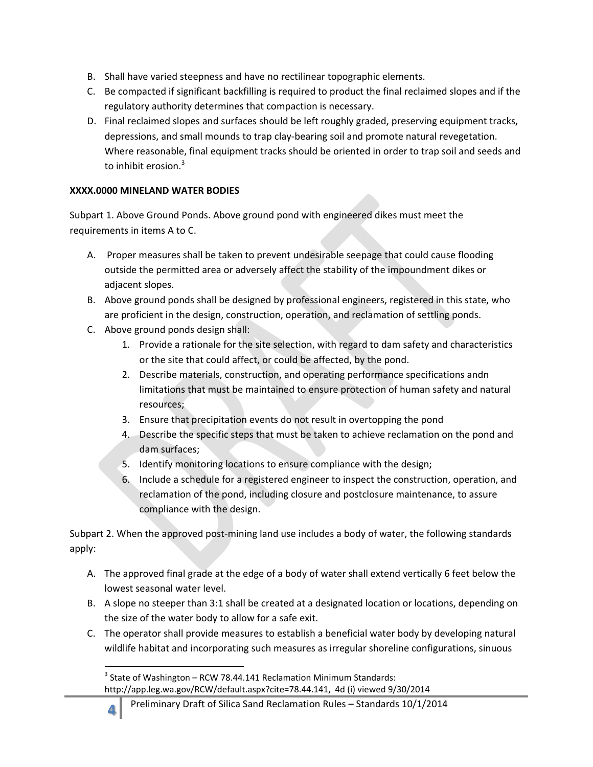B. Shall have varied steepness and have no rectilinear topographic elements.
C. Be compacted if significant backfilling is required to product the final reclaimed slopes and if the regulatory authority determines that compaction is necessary.
D. Final reclaimed slopes and surfaces should be left roughly graded, preserving equipment tracks, depressions, and small mounds to trap clay-bearing soil and promote natural revegetation. Where reasonable, final equipment tracks should be oriented in order to trap soil and seeds and to inhibit erosion.[3]

**XXXX.0000 MINELAND WATER BODIES**

Subpart 1. Above Ground Ponds. Above ground pond with engineered dikes must meet the requirements in items A to C.

A. Proper measures shall be taken to prevent undesirable seepage that could cause flooding outside the permitted area or adversely affect the stability of the impoundment dikes or adjacent slopes.
B. Above ground ponds shall be designed by professional engineers, registered in this state, who are proficient in the design, construction, operation, and reclamation of settling ponds.
C. Above ground ponds design shall:
   1. Provide a rationale for the site selection, with regard to dam safety and characteristics or the site that could affect, or could be affected, by the pond.
   2. Describe materials, construction, and operating performance specifications andn limitations that must be maintained to ensure protection of human safety and natural resources;
   3. Ensure that precipitation events do not result in overtopping the pond
   4. Describe the specific steps that must be taken to achieve reclamation on the pond and dam surfaces;
   5. Identify monitoring locations to ensure compliance with the design;
   6. Include a schedule for a registered engineer to inspect the construction, operation, and reclamation of the pond, including closure and postclosure maintenance, to assure compliance with the design.

Subpart 2. When the approved post-mining land use includes a body of water, the following standards apply:

A. The approved final grade at the edge of a body of water shall extend vertically 6 feet below the lowest seasonal water level.
B. A slope no steeper than 3:1 shall be created at a designated location or locations, depending on the size of the water body to allow for a safe exit.
C. The operator shall provide measures to establish a beneficial water body by developing natural wildlife habitat and incorporating such measures as irregular shoreline configurations, sinuous

---

[3] State of Washington – RCW 78.44.141 Reclamation Minimum Standards: http://app.leg.wa.gov/RCW/default.aspx?cite=78.44.141, 4d (i) viewed 9/30/2014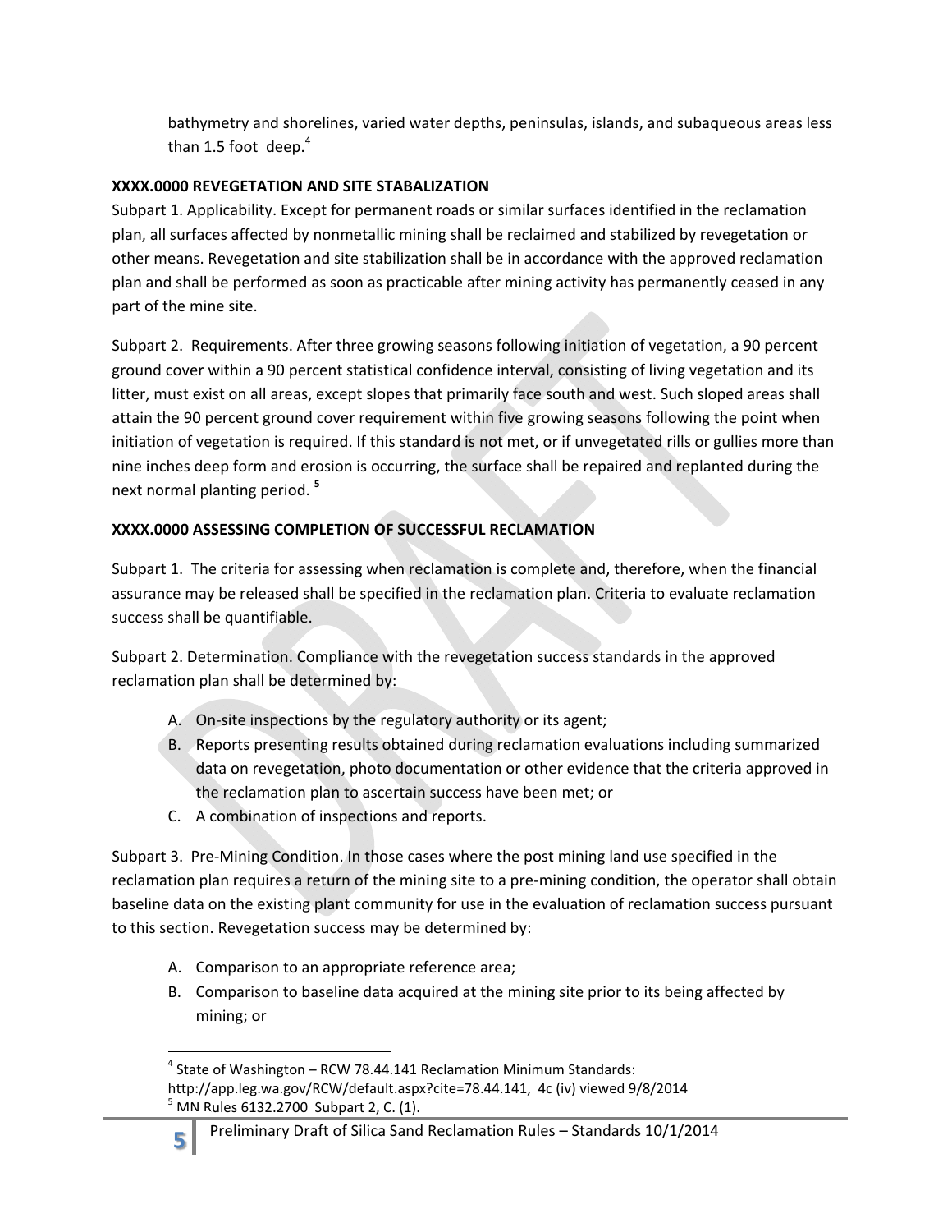bathymetry and shorelines, varied water depths, peninsulas, islands, and subaqueous areas less than 1.5 foot deep.[4]

**XXXX.0000 REVEGETATION AND SITE STABALIZATION**

Subpart 1. Applicability. Except for permanent roads or similar surfaces identified in the reclamation plan, all surfaces affected by nonmetallic mining shall be reclaimed and stabilized by revegetation or other means. Revegetation and site stabilization shall be in accordance with the approved reclamation plan and shall be performed as soon as practicable after mining activity has permanently ceased in any part of the mine site.

Subpart 2. Requirements. After three growing seasons following initiation of vegetation, a 90 percent ground cover within a 90 percent statistical confidence interval, consisting of living vegetation and its litter, must exist on all areas, except slopes that primarily face south and west. Such sloped areas shall attain the 90 percent ground cover requirement within five growing seasons following the point when initiation of vegetation is required. If this standard is not met, or if unvegetated rills or gullies more than nine inches deep form and erosion is occurring, the surface shall be repaired and replanted during the next normal planting period. [5]

**XXXX.0000 ASSESSING COMPLETION OF SUCCESSFUL RECLAMATION**

Subpart 1. The criteria for assessing when reclamation is complete and, therefore, when the financial assurance may be released shall be specified in the reclamation plan. Criteria to evaluate reclamation success shall be quantifiable.

Subpart 2. Determination. Compliance with the revegetation success standards in the approved reclamation plan shall be determined by:

A. On-site inspections by the regulatory authority or its agent;
B. Reports presenting results obtained during reclamation evaluations including summarized data on revegetation, photo documentation or other evidence that the criteria approved in the reclamation plan to ascertain success have been met; or
C. A combination of inspections and reports.

Subpart 3. Pre-Mining Condition. In those cases where the post mining land use specified in the reclamation plan requires a return of the mining site to a pre-mining condition, the operator shall obtain baseline data on the existing plant community for use in the evaluation of reclamation success pursuant to this section. Revegetation success may be determined by:

A. Comparison to an appropriate reference area;
B. Comparison to baseline data acquired at the mining site prior to its being affected by mining; or

---

[4] State of Washington – RCW 78.44.141 Reclamation Minimum Standards: http://app.leg.wa.gov/RCW/default.aspx?cite=78.44.141, 4c (iv) viewed 9/8/2014

[5] MN Rules 6132.2700 Subpart 2, C. (1).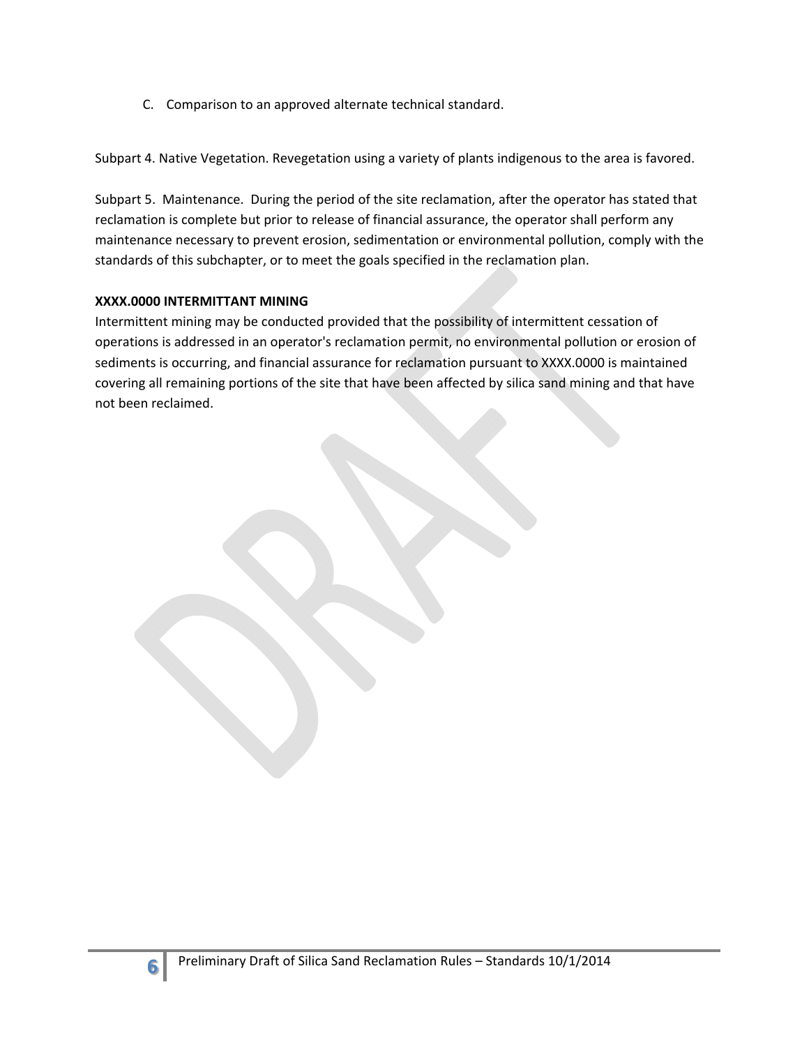C. Comparison to an approved alternate technical standard.

Subpart 4. Native Vegetation. Revegetation using a variety of plants indigenous to the area is favored.

Subpart 5. Maintenance. During the period of the site reclamation, after the operator has stated that reclamation is complete but prior to release of financial assurance, the operator shall perform any maintenance necessary to prevent erosion, sedimentation or environmental pollution, comply with the standards of this subchapter, or to meet the goals specified in the reclamation plan.

**XXXX.0000 INTERMITTANT MINING**

Intermittent mining may be conducted provided that the possibility of intermittent cessation of operations is addressed in an operator's reclamation permit, no environmental pollution or erosion of sediments is occurring, and financial assurance for reclamation pursuant to XXXX.0000 is maintained covering all remaining portions of the site that have been affected by silica sand mining and that have not been reclaimed.